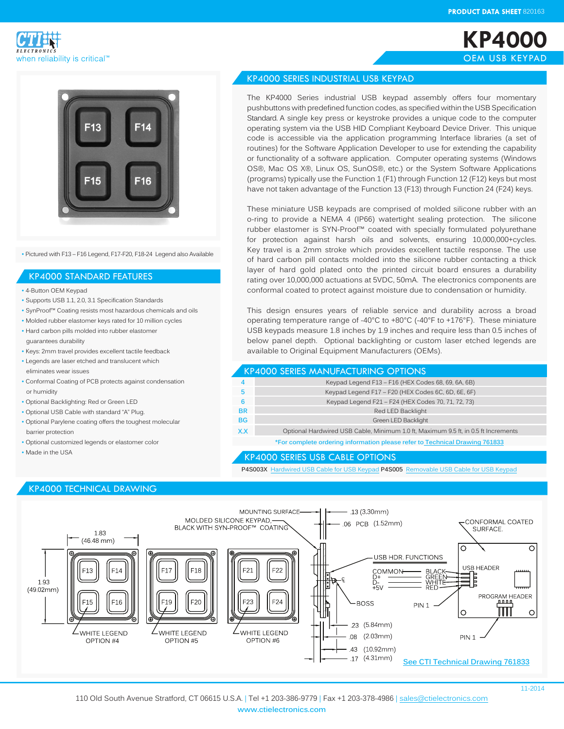# KP4000

## OEM USB KEYPAD

when reliability is critical™

- Pictured with F13 – F16 Legend, F17-F20, F18-24 Legend also Available

## KP4000 STANDARD FEATURES

- 4-Button OEM Keypad
- Supports USB 1.1, 2.0, 3.1 Specification Standards
- SynProof™ Coating resists most hazardous chemicals and oils
- Molded rubber elastomer keys rated for 10 million cycles
- Hard carbon pills molded into rubber elastomer guarantees durability
- Keys: 2mm travel provides excellent tactile feedback
- Legends are laser etched and translucent which eliminates wear issues
- Conformal Coating of PCB protects against condensation or humidity
- Optional Backlighting: Red or Green LED
- Optional USB Cable with standard "A" Plug.
- Optional Parylene coating offers the toughest molecular barrier protection
- Optional customized legends or elastomer color
- Made in the USA

## KP4000 SERIES INDUSTRIAL USB KEYPAD

The KP4000 Series industrial USB keypad assembly offers four momentary pushbuttons with predefined function codes, as specified within the USB Specification Standard. A single key press or keystroke provides a unique code to the computer operating system via the USB HID Compliant Keyboard Device Driver. This unique code is accessible via the application programming Interface libraries (a set of routines) for the Software Application Developer to use for extending the capability or functionality of a software application. Computer operating systems (Windows OS®, Mac OS X®, Linux OS, SunOS®, etc.) or the System Software Applications (programs) typically use the Function 1 (F1) through Function 12 (F12) keys but most have not taken advantage of the Function 13 (F13) through Function 24 (F24) keys.

These miniature USB keypads are comprised of molded silicone rubber with an o-ring to provide a NEMA 4 (IP66) watertight sealing protection. The silicone rubber elastomer is SYN-Proof™ coated with specially formulated polyurethane for protection against harsh oils and solvents, ensuring 10,000,000+cycles. Key travel is a 2mm stroke which provides excellent tactile response. The use of hard carbon pill contacts molded into the silicone rubber contacting a thick layer of hard gold plated onto the printed circuit board ensures a durability rating over 10,000,000 actuations at 5VDC, 50mA. The electronics components are conformal coated to protect against moisture due to condensation or humidity.

This design ensures years of reliable service and durability across a broad operating temperature range of -40°C to +80°C (-40°F to +176°F). These miniature USB keypads measure 1.8 inches by 1.9 inches and require less than 0.5 inches of below panel depth. Optional backlighting or custom laser etched legends are available to Original Equipment Manufacturers (OEMs).

## KP4000 SERIES MANUFACTURING OPTIONS

| Option | Description |
|---|---|
| 4 | Keypad Legend F13 – F16 (HEX Codes 68, 69, 6A, 6B) |
| 5 | Keypad Legend F17 – F20 (HEX Codes 6C, 6D, 6E, 6F) |
| 6 | Keypad Legend F21 – F24 (HEX Codes 70, 71, 72, 73) |
| BR | Red LED Backlight |
| BG | Green LED Backlight |
| X.X | Optional Hardwired USB Cable, Minimum 1.0 ft, Maximum 9.5 ft, in 0.5 ft Increments |

*For complete ordering information please refer to Technical Drawing 761833

## KP4000 SERIES USB CABLE OPTIONS

**P4S003X** Hardwired USB Cable for USB Keypad **P4S005** Removable USB Cable for USB Keypad

## KP4000 TECHNICAL DRAWING

1.83 (46.48 mm) — 1.93 (49.02mm)

F13 F14 F15 F16 — WHITE LEGEND OPTION #4
F17 F18 F19 F20 — WHITE LEGEND OPTION #5
F21 F22 F23 F24 — WHITE LEGEND OPTION #6

MOUNTING SURFACE — .13 (3.30mm)
MOLDED SILICONE KEYPAD, BLACK WITH SYN-PROOF™ COATING — .06 PCB (1.52mm)
USB HDR. FUNCTIONS: COMMON, D+, D-, +5V — BLACK, GREEN, WHITE, RED
BOSS
.23 (5.84mm)
.08 (2.03mm)
.43 (10.92mm)
.17 (4.31mm)

CONFORMAL COATED SURFACE.
USB HEADER
PROGRAM HEADER
PIN 1
PIN 1

See CTI Technical Drawing 761833

11-2014

110 Old South Avenue Stratford, CT 06615 U.S.A. | Tel +1 203-386-9779 | Fax +1 203-378-4986 | sales@ctielectronics.com
www.ctielectronics.com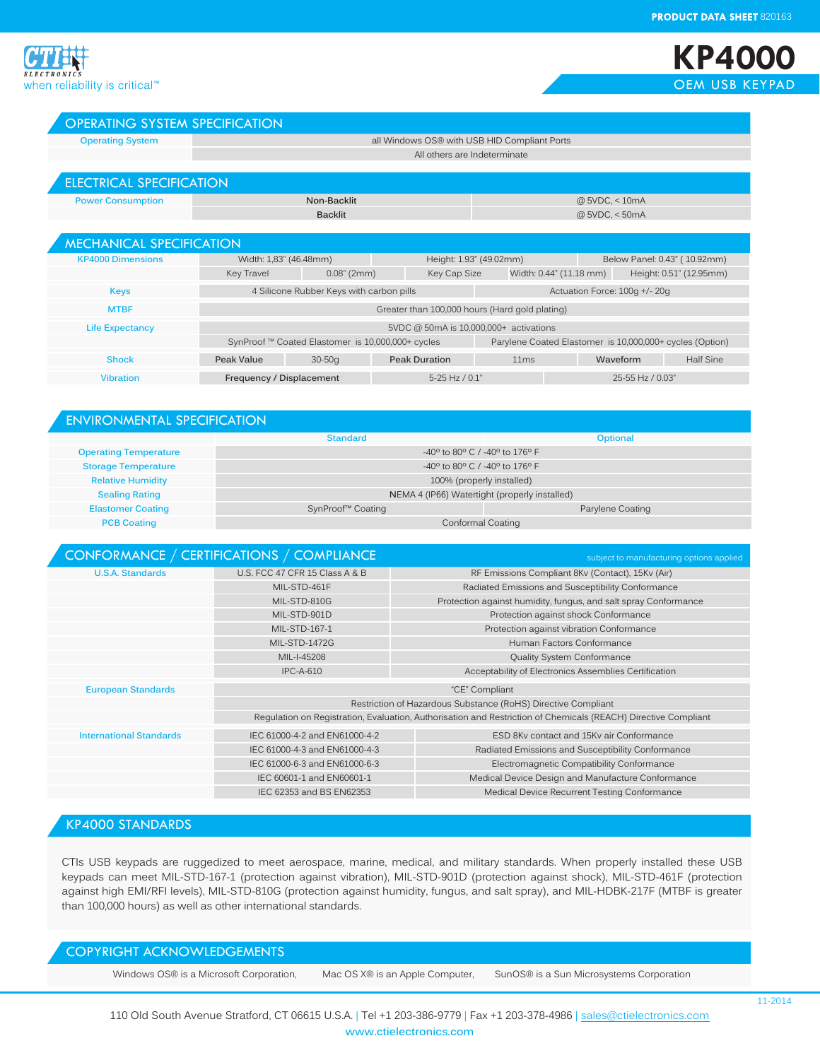PRODUCT DATA SHEET 820163

when reliability is critical™

# KP4000

OEM USB KEYPAD

## OPERATING SYSTEM SPECIFICATION

| | |
|---|---|
| Operating System | all Windows OS® with USB HID Compliant Ports |
| | All others are Indeterminate |

## ELECTRICAL SPECIFICATION

| | | |
|---|---|---|
| Power Consumption | Non-Backlit | @ 5VDC, < 10mA |
| | Backlit | @ 5VDC, < 50mA |

## MECHANICAL SPECIFICATION

| | | | | | | |
|---|---|---|---|---|---|---|
| KP4000 Dimensions | Width: 1,83" (46.48mm) | | Height: 1.93" (49.02mm) | | Below Panel: 0.43" ( 10.92mm) | |
| | Key Travel | 0.08" (2mm) | Key Cap Size | Width: 0.44" (11.18 mm) | Height: 0.51" (12.95mm) | |
| Keys | 4 Silicone Rubber Keys with carbon pills | | Actuation Force: 100g +/- 20g | | | |
| MTBF | Greater than 100,000 hours (Hard gold plating) | | | | | |
| Life Expectancy | 5VDC @ 50mA is 10,000,000+ activations | | | | | |
| | SynProof ™ Coated Elastomer is 10,000,000+ cycles | | Parylene Coated Elastomer is 10,000,000+ cycles (Option) | | | |
| Shock | Peak Value | 30-50g | Peak Duration | 11ms | Waveform | Half Sine |
| Vibration | Frequency / Displacement | | 5-25 Hz / 0.1" | | 25-55 Hz / 0.03" | |

## ENVIRONMENTAL SPECIFICATION

| | Standard | Optional |
|---|---|---|
| Operating Temperature | -40º to 80º C / -40º to 176º F | |
| Storage Temperature | -40º to 80º C / -40º to 176º F | |
| Relative Humidity | 100% (properly installed) | |
| Sealing Rating | NEMA 4 (IP66) Watertight (properly installed) | |
| Elastomer Coating | SynProof™ Coating | Parylene Coating |
| PCB Coating | Conformal Coating | |

## CONFORMANCE / CERTIFICATIONS / COMPLIANCE

subject to manufacturing options applied

| | | |
|---|---|---|
| U.S.A. Standards | U.S. FCC 47 CFR 15 Class A & B | RF Emissions Compliant 8Kv (Contact), 15Kv (Air) |
| | MIL-STD-461F | Radiated Emissions and Susceptibility Conformance |
| | MIL-STD-810G | Protection against humidity, fungus, and salt spray Conformance |
| | MIL-STD-901D | Protection against shock Conformance |
| | MIL-STD-167-1 | Protection against vibration Conformance |
| | MIL-STD-1472G | Human Factors Conformance |
| | MIL-I-45208 | Quality System Conformance |
| | IPC-A-610 | Acceptability of Electronics Assemblies Certification |
| European Standards | "CE" Compliant | |
| | Restriction of Hazardous Substance (RoHS) Directive Compliant | |
| | Regulation on Registration, Evaluation, Authorisation and Restriction of Chemicals (REACH) Directive Compliant | |
| International Standards | IEC 61000-4-2 and EN61000-4-2 | ESD 8Kv contact and 15Kv air Conformance |
| | IEC 61000-4-3 and EN61000-4-3 | Radiated Emissions and Susceptibility Conformance |
| | IEC 61000-6-3 and EN61000-6-3 | Electromagnetic Compatibility Conformance |
| | IEC 60601-1 and EN60601-1 | Medical Device Design and Manufacture Conformance |
| | IEC 62353 and BS EN62353 | Medical Device Recurrent Testing Conformance |

## KP4000 STANDARDS

CTIs USB keypads are ruggedized to meet aerospace, marine, medical, and military standards. When properly installed these USB keypads can meet MIL-STD-167-1 (protection against vibration), MIL-STD-901D (protection against shock), MIL-STD-461F (protection against high EMI/RFI levels), MIL-STD-810G (protection against humidity, fungus, and salt spray), and MIL-HDBK-217F (MTBF is greater than 100,000 hours) as well as other international standards.

## COPYRIGHT ACKNOWLEDGEMENTS

Windows OS® is a Microsoft Corporation, Mac OS X® is an Apple Computer, SunOS® is a Sun Microsystems Corporation

11-2014

110 Old South Avenue Stratford, CT 06615 U.S.A. | Tel +1 203-386-9779 | Fax +1 203-378-4986 | sales@ctielectronics.com

www.ctielectronics.com